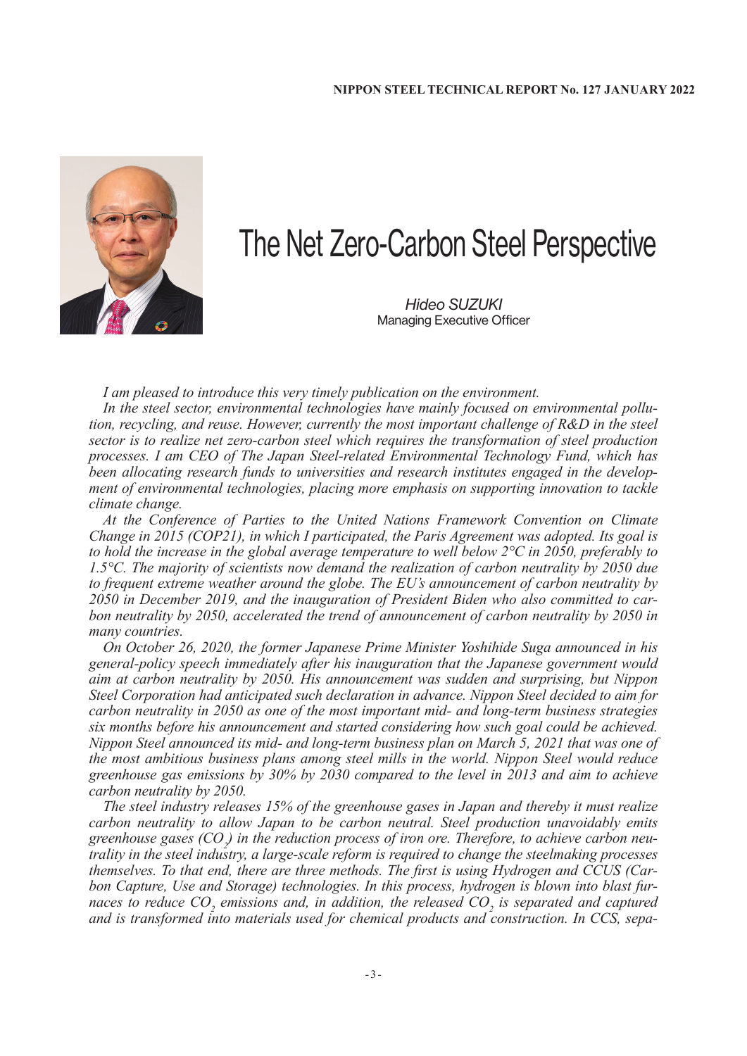# The Net Zero-Carbon Steel Perspective

*Hideo SUZUKI*
Managing Executive Officer

*I am pleased to introduce this very timely publication on the environment.*

*In the steel sector, environmental technologies have mainly focused on environmental pollution, recycling, and reuse. However, currently the most important challenge of R&D in the steel sector is to realize net zero-carbon steel which requires the transformation of steel production processes. I am CEO of The Japan Steel-related Environmental Technology Fund, which has been allocating research funds to universities and research institutes engaged in the development of environmental technologies, placing more emphasis on supporting innovation to tackle climate change.*

*At the Conference of Parties to the United Nations Framework Convention on Climate Change in 2015 (COP21), in which I participated, the Paris Agreement was adopted. Its goal is to hold the increase in the global average temperature to well below 2°C in 2050, preferably to 1.5°C. The majority of scientists now demand the realization of carbon neutrality by 2050 due to frequent extreme weather around the globe. The EU's announcement of carbon neutrality by 2050 in December 2019, and the inauguration of President Biden who also committed to carbon neutrality by 2050, accelerated the trend of announcement of carbon neutrality by 2050 in many countries.*

*On October 26, 2020, the former Japanese Prime Minister Yoshihide Suga announced in his general-policy speech immediately after his inauguration that the Japanese government would aim at carbon neutrality by 2050. His announcement was sudden and surprising, but Nippon Steel Corporation had anticipated such declaration in advance. Nippon Steel decided to aim for carbon neutrality in 2050 as one of the most important mid- and long-term business strategies six months before his announcement and started considering how such goal could be achieved. Nippon Steel announced its mid- and long-term business plan on March 5, 2021 that was one of the most ambitious business plans among steel mills in the world. Nippon Steel would reduce greenhouse gas emissions by 30% by 2030 compared to the level in 2013 and aim to achieve carbon neutrality by 2050.*

*The steel industry releases 15% of the greenhouse gases in Japan and thereby it must realize carbon neutrality to allow Japan to be carbon neutral. Steel production unavoidably emits greenhouse gases ($CO_2$) in the reduction process of iron ore. Therefore, to achieve carbon neutrality in the steel industry, a large-scale reform is required to change the steelmaking processes themselves. To that end, there are three methods. The first is using Hydrogen and CCUS (Carbon Capture, Use and Storage) technologies. In this process, hydrogen is blown into blast furnaces to reduce $CO_2$ emissions and, in addition, the released $CO_2$ is separated and captured and is transformed into materials used for chemical products and construction. In CCS, sepa-*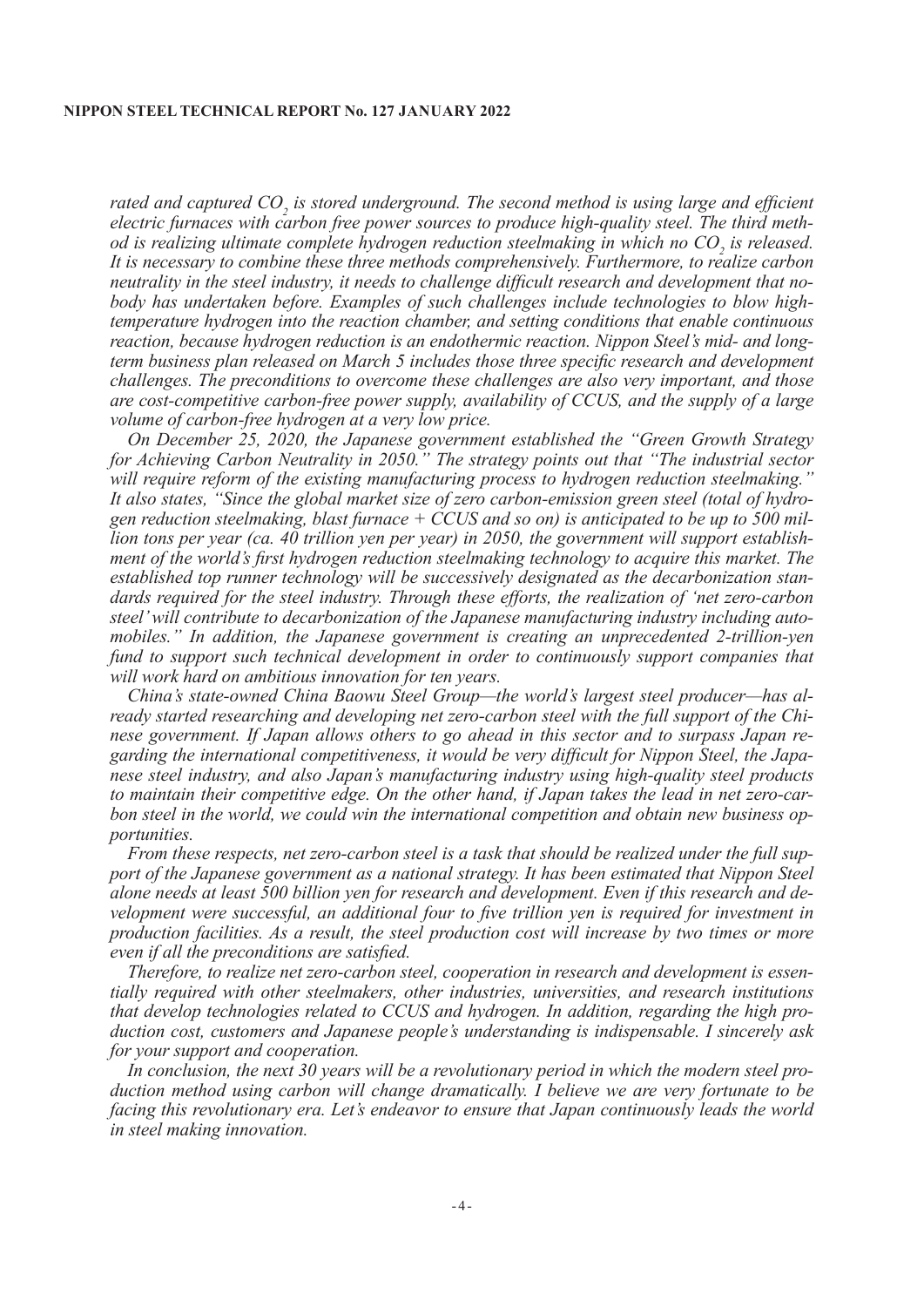*rated and captured $CO_2$ is stored underground. The second method is using large and efficient electric furnaces with carbon free power sources to produce high-quality steel. The third method is realizing ultimate complete hydrogen reduction steelmaking in which no $CO_2$ is released. It is necessary to combine these three methods comprehensively. Furthermore, to realize carbon neutrality in the steel industry, it needs to challenge difficult research and development that nobody has undertaken before. Examples of such challenges include technologies to blow high-temperature hydrogen into the reaction chamber, and setting conditions that enable continuous reaction, because hydrogen reduction is an endothermic reaction. Nippon Steel's mid- and long-term business plan released on March 5 includes those three specific research and development challenges. The preconditions to overcome these challenges are also very important, and those are cost-competitive carbon-free power supply, availability of CCUS, and the supply of a large volume of carbon-free hydrogen at a very low price.*

*On December 25, 2020, the Japanese government established the "Green Growth Strategy for Achieving Carbon Neutrality in 2050." The strategy points out that "The industrial sector will require reform of the existing manufacturing process to hydrogen reduction steelmaking." It also states, "Since the global market size of zero carbon-emission green steel (total of hydrogen reduction steelmaking, blast furnace + CCUS and so on) is anticipated to be up to 500 million tons per year (ca. 40 trillion yen per year) in 2050, the government will support establishment of the world's first hydrogen reduction steelmaking technology to acquire this market. The established top runner technology will be successively designated as the decarbonization standards required for the steel industry. Through these efforts, the realization of 'net zero-carbon steel' will contribute to decarbonization of the Japanese manufacturing industry including automobiles." In addition, the Japanese government is creating an unprecedented 2-trillion-yen fund to support such technical development in order to continuously support companies that will work hard on ambitious innovation for ten years.*

*China's state-owned China Baowu Steel Group—the world's largest steel producer—has already started researching and developing net zero-carbon steel with the full support of the Chinese government. If Japan allows others to go ahead in this sector and to surpass Japan regarding the international competitiveness, it would be very difficult for Nippon Steel, the Japanese steel industry, and also Japan's manufacturing industry using high-quality steel products to maintain their competitive edge. On the other hand, if Japan takes the lead in net zero-carbon steel in the world, we could win the international competition and obtain new business opportunities.*

*From these respects, net zero-carbon steel is a task that should be realized under the full support of the Japanese government as a national strategy. It has been estimated that Nippon Steel alone needs at least 500 billion yen for research and development. Even if this research and development were successful, an additional four to five trillion yen is required for investment in production facilities. As a result, the steel production cost will increase by two times or more even if all the preconditions are satisfied.*

*Therefore, to realize net zero-carbon steel, cooperation in research and development is essentially required with other steelmakers, other industries, universities, and research institutions that develop technologies related to CCUS and hydrogen. In addition, regarding the high production cost, customers and Japanese people's understanding is indispensable. I sincerely ask for your support and cooperation.*

*In conclusion, the next 30 years will be a revolutionary period in which the modern steel production method using carbon will change dramatically. I believe we are very fortunate to be facing this revolutionary era. Let's endeavor to ensure that Japan continuously leads the world in steel making innovation.*